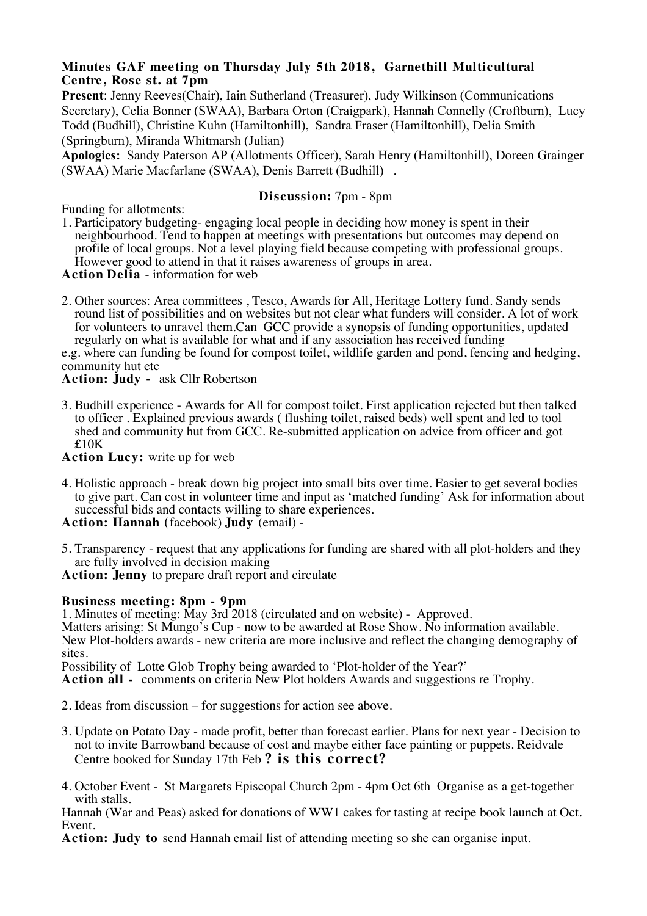**Minutes GAF meeting on Thursday July 5th 2018, Garnethill Multicultural Centre, Rose st. at 7pm**

**Present**: Jenny Reeves(Chair), Iain Sutherland (Treasurer), Judy Wilkinson (Communications Secretary), Celia Bonner (SWAA), Barbara Orton (Craigpark), Hannah Connelly (Croftburn), Lucy Todd (Budhill), Christine Kuhn (Hamiltonhill), Sandra Fraser (Hamiltonhill), Delia Smith (Springburn), Miranda Whitmarsh (Julian)

**Apologies:** Sandy Paterson AP (Allotments Officer), Sarah Henry (Hamiltonhill), Doreen Grainger (SWAA) Marie Macfarlane (SWAA), Denis Barrett (Budhill) .

**Discussion:** 7pm - 8pm

Funding for allotments:

1. Participatory budgeting- engaging local people in deciding how money is spent in their neighbourhood. Tend to happen at meetings with presentations but outcomes may depend on profile of local groups. Not a level playing field because competing with professional groups. However good to attend in that it raises awareness of groups in area.

**Action Delia** - information for web

2. Other sources: Area committees , Tesco, Awards for All, Heritage Lottery fund. Sandy sends round list of possibilities and on websites but not clear what funders will consider. A lot of work for volunteers to unravel them.Can GCC provide a synopsis of funding opportunities, updated regularly on what is available for what and if any association has received funding

e.g. where can funding be found for compost toilet, wildlife garden and pond, fencing and hedging, community hut etc

**Action: Judy -** ask Cllr Robertson

3. Budhill experience - Awards for All for compost toilet. First application rejected but then talked to officer . Explained previous awards ( flushing toilet, raised beds) well spent and led to tool shed and community hut from GCC. Re-submitted application on advice from officer and got £10K

**Action Lucy:** write up for web

4. Holistic approach - break down big project into small bits over time. Easier to get several bodies to give part. Can cost in volunteer time and input as 'matched funding' Ask for information about successful bids and contacts willing to share experiences.

**Action: Hannah (**facebook) **Judy** (email) -

5. Transparency - request that any applications for funding are shared with all plot-holders and they are fully involved in decision making

**Action: Jenny** to prepare draft report and circulate

**Business meeting: 8pm - 9pm**

1. Minutes of meeting: May 3rd 2018 (circulated and on website) - Approved.

Matters arising: St Mungo's Cup - now to be awarded at Rose Show. No information available. New Plot-holders awards - new criteria are more inclusive and reflect the changing demography of sites.

Possibility of Lotte Glob Trophy being awarded to 'Plot-holder of the Year?'

**Action all -** comments on criteria New Plot holders Awards and suggestions re Trophy.

2. Ideas from discussion – for suggestions for action see above.

3. Update on Potato Day - made profit, better than forecast earlier. Plans for next year - Decision to not to invite Barrowband because of cost and maybe either face painting or puppets. Reidvale Centre booked for Sunday 17th Feb **? is this correct?**

4. October Event - St Margarets Episcopal Church 2pm - 4pm Oct 6th Organise as a get-together with stalls.

Hannah (War and Peas) asked for donations of WW1 cakes for tasting at recipe book launch at Oct. Event.

**Action: Judy to** send Hannah email list of attending meeting so she can organise input.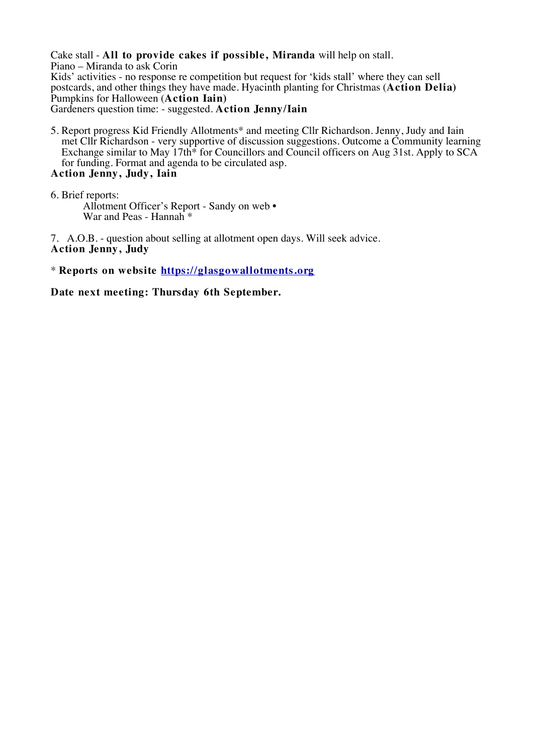Cake stall - **All to provide cakes if possible, Miranda** will help on stall.
Piano – Miranda to ask Corin
Kids' activities - no response re competition but request for 'kids stall' where they can sell postcards, and other things they have made. Hyacinth planting for Christmas (**Action Delia**)
Pumpkins for Halloween (**Action Iain**)
Gardeners question time: - suggested. **Action Jenny/Iain**

5. Report progress Kid Friendly Allotments* and meeting Cllr Richardson. Jenny, Judy and Iain met Cllr Richardson - very supportive of discussion suggestions. Outcome a Community learning Exchange similar to May 17th* for Councillors and Council officers on Aug 31st. Apply to SCA for funding. Format and agenda to be circulated asp.
**Action Jenny, Judy, Iain**

6. Brief reports:
    Allotment Officer's Report - Sandy on web •
    War and Peas - Hannah *

7. A.O.B. - question about selling at allotment open days. Will seek advice.
**Action Jenny, Judy**

* **Reports on website [https://glasgowallotments.org](https://glasgowallotments.org)**

**Date next meeting: Thursday 6th September.**